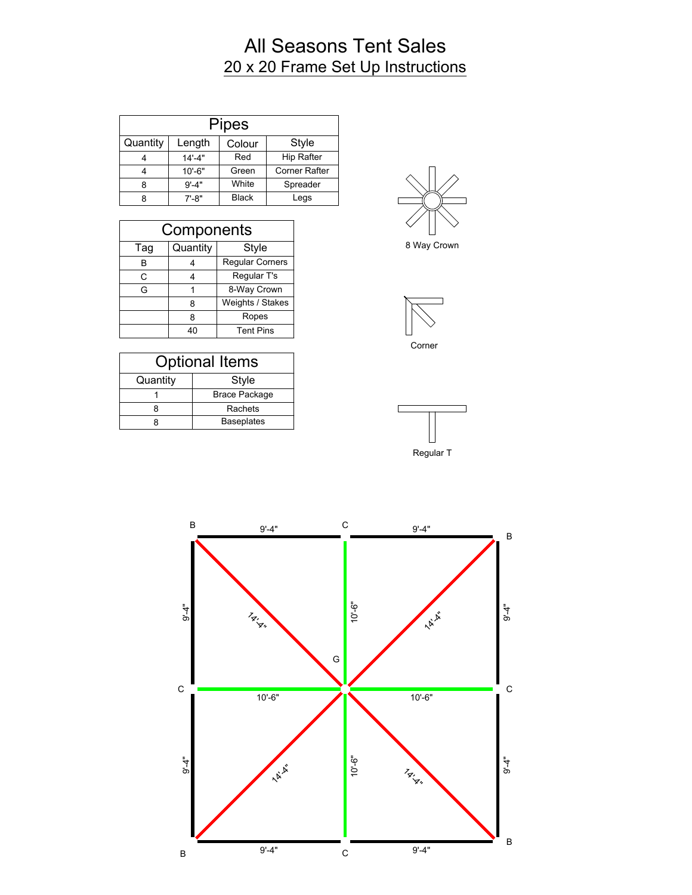# All Seasons Tent Sales

## 20 x 20 Frame Set Up Instructions

| Pipes | | | |
|---|---|---|---|
| Quantity | Length | Colour | Style |
| 4 | 14'-4" | Red | Hip Rafter |
| 4 | 10'-6" | Green | Corner Rafter |
| 8 | 9'-4" | White | Spreader |
| 8 | 7'-8" | Black | Legs |

| Components | | |
|---|---|---|
| Tag | Quantity | Style |
| B | 4 | Regular Corners |
| C | 4 | Regular T's |
| G | 1 | 8-Way Crown |
| | 8 | Weights / Stakes |
| | 8 | Ropes |
| | 40 | Tent Pins |

| Optional Items | |
|---|---|
| Quantity | Style |
| 1 | Brace Package |
| 8 | Rachets |
| 8 | Baseplates |

8 Way Crown

Corner

Regular T

B 9'-4" C 9'-4" B

9'-4" 14'-4" 10'-6" 14'-4" 9'-4"

G

C 10'-6" 10'-6" C

9'-4" 14'-4" 10'-6" 14'-4" 9'-4"

B 9'-4" C 9'-4" B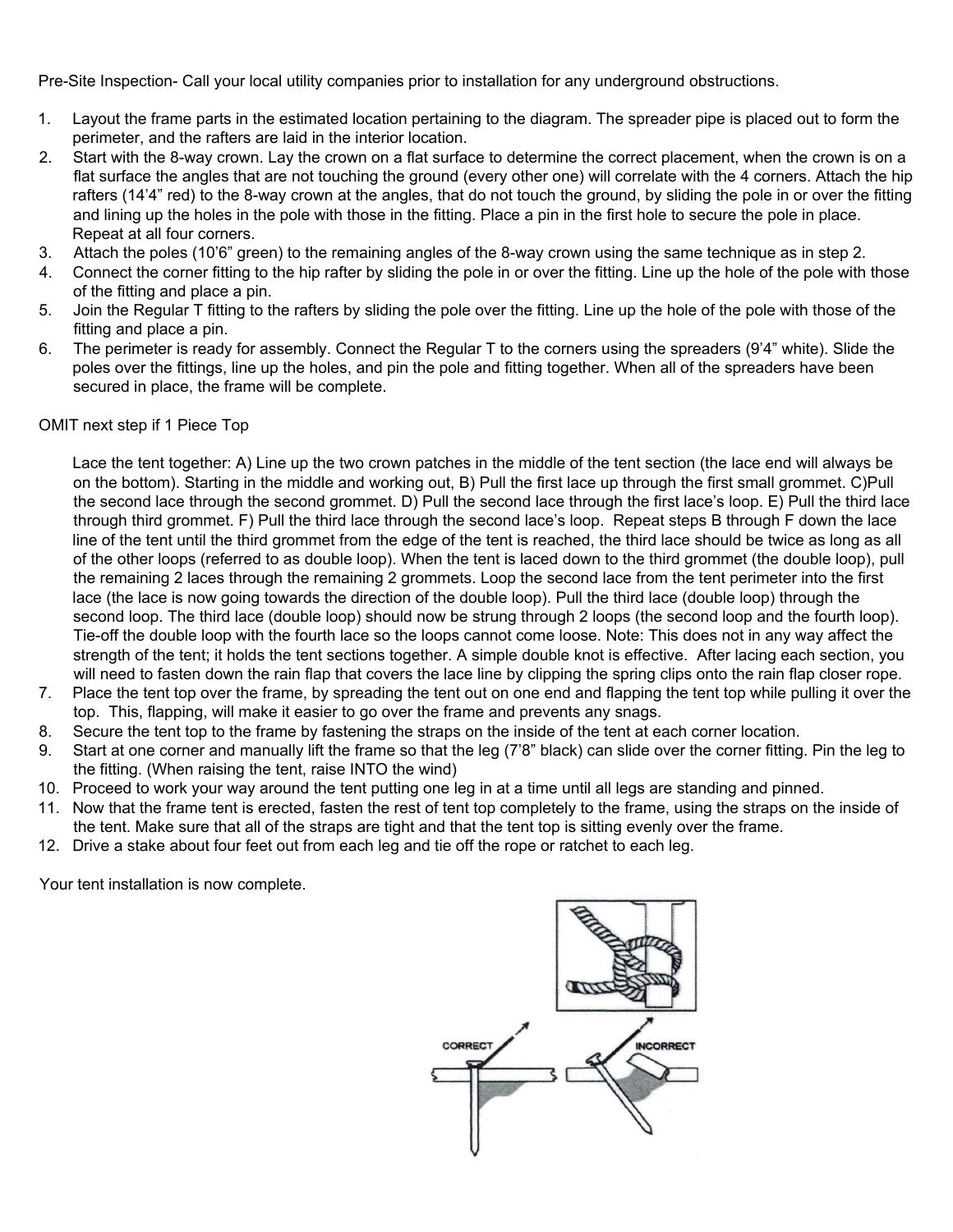Pre-Site Inspection- Call your local utility companies prior to installation for any underground obstructions.

1. Layout the frame parts in the estimated location pertaining to the diagram. The spreader pipe is placed out to form the perimeter, and the rafters are laid in the interior location.
2. Start with the 8-way crown. Lay the crown on a flat surface to determine the correct placement, when the crown is on a flat surface the angles that are not touching the ground (every other one) will correlate with the 4 corners. Attach the hip rafters (14'4" red) to the 8-way crown at the angles, that do not touch the ground, by sliding the pole in or over the fitting and lining up the holes in the pole with those in the fitting. Place a pin in the first hole to secure the pole in place. Repeat at all four corners.
3. Attach the poles (10'6" green) to the remaining angles of the 8-way crown using the same technique as in step 2.
4. Connect the corner fitting to the hip rafter by sliding the pole in or over the fitting. Line up the hole of the pole with those of the fitting and place a pin.
5. Join the Regular T fitting to the rafters by sliding the pole over the fitting. Line up the hole of the pole with those of the fitting and place a pin.
6. The perimeter is ready for assembly. Connect the Regular T to the corners using the spreaders (9'4" white). Slide the poles over the fittings, line up the holes, and pin the pole and fitting together. When all of the spreaders have been secured in place, the frame will be complete.

OMIT next step if 1 Piece Top

Lace the tent together: A) Line up the two crown patches in the middle of the tent section (the lace end will always be on the bottom). Starting in the middle and working out, B) Pull the first lace up through the first small grommet. C)Pull the second lace through the second grommet. D) Pull the second lace through the first lace's loop. E) Pull the third lace through third grommet. F) Pull the third lace through the second lace's loop. Repeat steps B through F down the lace line of the tent until the third grommet from the edge of the tent is reached, the third lace should be twice as long as all of the other loops (referred to as double loop). When the tent is laced down to the third grommet (the double loop), pull the remaining 2 laces through the remaining 2 grommets. Loop the second lace from the tent perimeter into the first lace (the lace is now going towards the direction of the double loop). Pull the third lace (double loop) through the second loop. The third lace (double loop) should now be strung through 2 loops (the second loop and the fourth loop). Tie-off the double loop with the fourth lace so the loops cannot come loose. Note: This does not in any way affect the strength of the tent; it holds the tent sections together. A simple double knot is effective. After lacing each section, you will need to fasten down the rain flap that covers the lace line by clipping the spring clips onto the rain flap closer rope.

7. Place the tent top over the frame, by spreading the tent out on one end and flapping the tent top while pulling it over the top. This, flapping, will make it easier to go over the frame and prevents any snags.
8. Secure the tent top to the frame by fastening the straps on the inside of the tent at each corner location.
9. Start at one corner and manually lift the frame so that the leg (7'8" black) can slide over the corner fitting. Pin the leg to the fitting. (When raising the tent, raise INTO the wind)
10. Proceed to work your way around the tent putting one leg in at a time until all legs are standing and pinned.
11. Now that the frame tent is erected, fasten the rest of tent top completely to the frame, using the straps on the inside of the tent. Make sure that all of the straps are tight and that the tent top is sitting evenly over the frame.
12. Drive a stake about four feet out from each leg and tie off the rope or ratchet to each leg.

Your tent installation is now complete.

CORRECT

INCORRECT